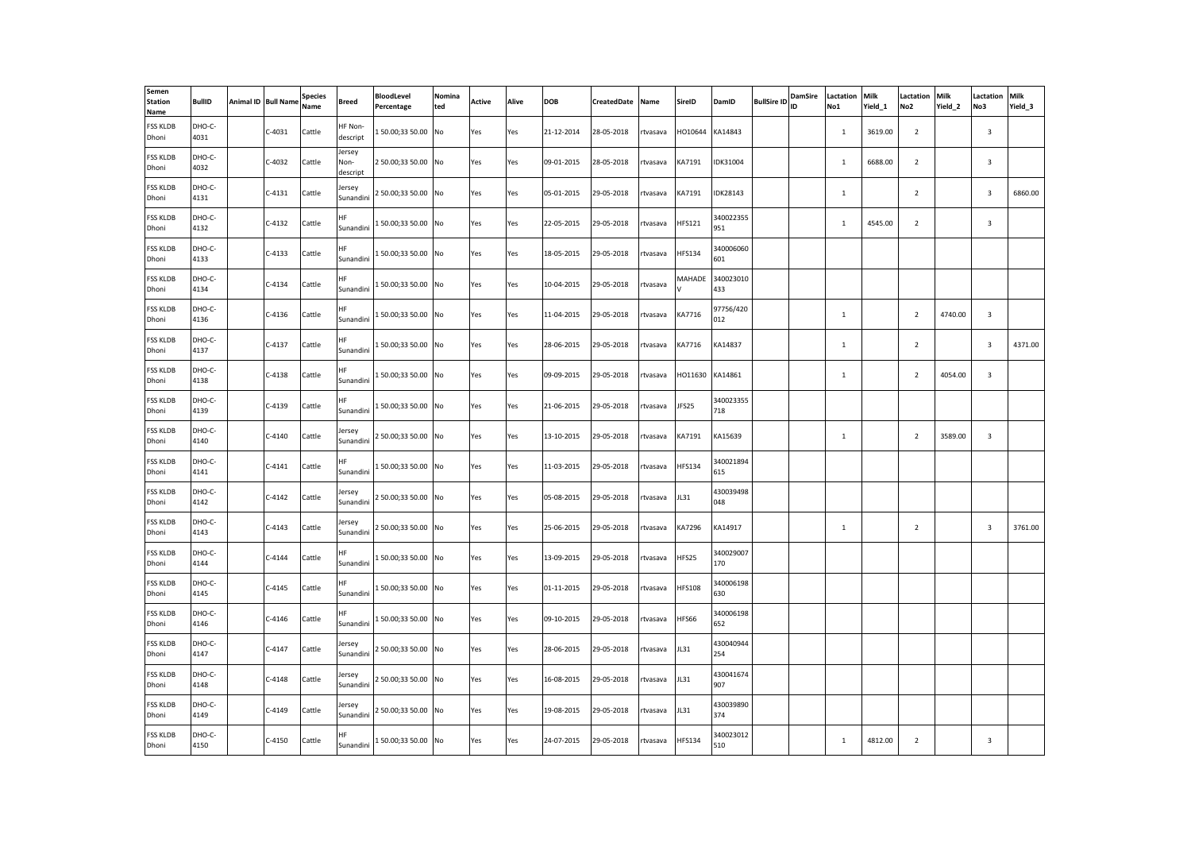| Semen Station Name | BullID | Animal ID | Bull Name | Species Name | Breed | BloodLevel Percentage | Nominated | Active | Alive | DOB | CreatedDate | Name | SireID | DamID | BullSire ID | DamSire ID | Lactation No1 | Milk Yield_1 | Lactation No2 | Milk Yield_2 | Lactation No3 | Milk Yield_3 |
|---|---|---|---|---|---|---|---|---|---|---|---|---|---|---|---|---|---|---|---|---|---|---|
| FSS KLDB Dhoni | DHO-C-4031 | | C-4031 | Cattle | HF Non-descript | 1 50.00;33 50.00 | No | Yes | Yes | 21-12-2014 | 28-05-2018 | rtvasava | HO10644 | KA14843 | | | 1 | 3619.00 | 2 | | 3 | |
| FSS KLDB Dhoni | DHO-C-4032 | | C-4032 | Cattle | Jersey Non-descript | 2 50.00;33 50.00 | No | Yes | Yes | 09-01-2015 | 28-05-2018 | rtvasava | KA7191 | IDK31004 | | | 1 | 6688.00 | 2 | | 3 | |
| FSS KLDB Dhoni | DHO-C-4131 | | C-4131 | Cattle | Jersey Sunandini | 2 50.00;33 50.00 | No | Yes | Yes | 05-01-2015 | 29-05-2018 | rtvasava | KA7191 | IDK28143 | | | 1 | | 2 | | 3 | 6860.00 |
| FSS KLDB Dhoni | DHO-C-4132 | | C-4132 | Cattle | HF Sunandini | 1 50.00;33 50.00 | No | Yes | Yes | 22-05-2015 | 29-05-2018 | rtvasava | HFS121 | 340022355951 | | | 1 | 4545.00 | 2 | | 3 | |
| FSS KLDB Dhoni | DHO-C-4133 | | C-4133 | Cattle | HF Sunandini | 1 50.00;33 50.00 | No | Yes | Yes | 18-05-2015 | 29-05-2018 | rtvasava | HFS134 | 340006060601 | | | | | | | | |
| FSS KLDB Dhoni | DHO-C-4134 | | C-4134 | Cattle | HF Sunandini | 1 50.00;33 50.00 | No | Yes | Yes | 10-04-2015 | 29-05-2018 | rtvasava | MAHADEV | 340023010433 | | | | | | | | |
| FSS KLDB Dhoni | DHO-C-4136 | | C-4136 | Cattle | HF Sunandini | 1 50.00;33 50.00 | No | Yes | Yes | 11-04-2015 | 29-05-2018 | rtvasava | KA7716 | 97756/420012 | | | 1 | | 2 | 4740.00 | 3 | |
| FSS KLDB Dhoni | DHO-C-4137 | | C-4137 | Cattle | HF Sunandini | 1 50.00;33 50.00 | No | Yes | Yes | 28-06-2015 | 29-05-2018 | rtvasava | KA7716 | KA14837 | | | 1 | | 2 | | 3 | 4371.00 |
| FSS KLDB Dhoni | DHO-C-4138 | | C-4138 | Cattle | HF Sunandini | 1 50.00;33 50.00 | No | Yes | Yes | 09-09-2015 | 29-05-2018 | rtvasava | HO11630 | KA14861 | | | 1 | | 2 | 4054.00 | 3 | |
| FSS KLDB Dhoni | DHO-C-4139 | | C-4139 | Cattle | HF Sunandini | 1 50.00;33 50.00 | No | Yes | Yes | 21-06-2015 | 29-05-2018 | rtvasava | JFS25 | 340023355718 | | | | | | | | |
| FSS KLDB Dhoni | DHO-C-4140 | | C-4140 | Cattle | Jersey Sunandini | 2 50.00;33 50.00 | No | Yes | Yes | 13-10-2015 | 29-05-2018 | rtvasava | KA7191 | KA15639 | | | 1 | | 2 | 3589.00 | 3 | |
| FSS KLDB Dhoni | DHO-C-4141 | | C-4141 | Cattle | HF Sunandini | 1 50.00;33 50.00 | No | Yes | Yes | 11-03-2015 | 29-05-2018 | rtvasava | HFS134 | 340021894615 | | | | | | | | |
| FSS KLDB Dhoni | DHO-C-4142 | | C-4142 | Cattle | Jersey Sunandini | 2 50.00;33 50.00 | No | Yes | Yes | 05-08-2015 | 29-05-2018 | rtvasava | JL31 | 430039498048 | | | | | | | | |
| FSS KLDB Dhoni | DHO-C-4143 | | C-4143 | Cattle | Jersey Sunandini | 2 50.00;33 50.00 | No | Yes | Yes | 25-06-2015 | 29-05-2018 | rtvasava | KA7296 | KA14917 | | | 1 | | 2 | | 3 | 3761.00 |
| FSS KLDB Dhoni | DHO-C-4144 | | C-4144 | Cattle | HF Sunandini | 1 50.00;33 50.00 | No | Yes | Yes | 13-09-2015 | 29-05-2018 | rtvasava | HFS25 | 340029007170 | | | | | | | | |
| FSS KLDB Dhoni | DHO-C-4145 | | C-4145 | Cattle | HF Sunandini | 1 50.00;33 50.00 | No | Yes | Yes | 01-11-2015 | 29-05-2018 | rtvasava | HFS108 | 340006198630 | | | | | | | | |
| FSS KLDB Dhoni | DHO-C-4146 | | C-4146 | Cattle | HF Sunandini | 1 50.00;33 50.00 | No | Yes | Yes | 09-10-2015 | 29-05-2018 | rtvasava | HFS66 | 340006198652 | | | | | | | | |
| FSS KLDB Dhoni | DHO-C-4147 | | C-4147 | Cattle | Jersey Sunandini | 2 50.00;33 50.00 | No | Yes | Yes | 28-06-2015 | 29-05-2018 | rtvasava | JL31 | 430040944254 | | | | | | | | |
| FSS KLDB Dhoni | DHO-C-4148 | | C-4148 | Cattle | Jersey Sunandini | 2 50.00;33 50.00 | No | Yes | Yes | 16-08-2015 | 29-05-2018 | rtvasava | JL31 | 430041674907 | | | | | | | | |
| FSS KLDB Dhoni | DHO-C-4149 | | C-4149 | Cattle | Jersey Sunandini | 2 50.00;33 50.00 | No | Yes | Yes | 19-08-2015 | 29-05-2018 | rtvasava | JL31 | 430039890374 | | | | | | | | |
| FSS KLDB Dhoni | DHO-C-4150 | | C-4150 | Cattle | HF Sunandini | 1 50.00;33 50.00 | No | Yes | Yes | 24-07-2015 | 29-05-2018 | rtvasava | HFS134 | 340023012510 | | | 1 | 4812.00 | 2 | | 3 | |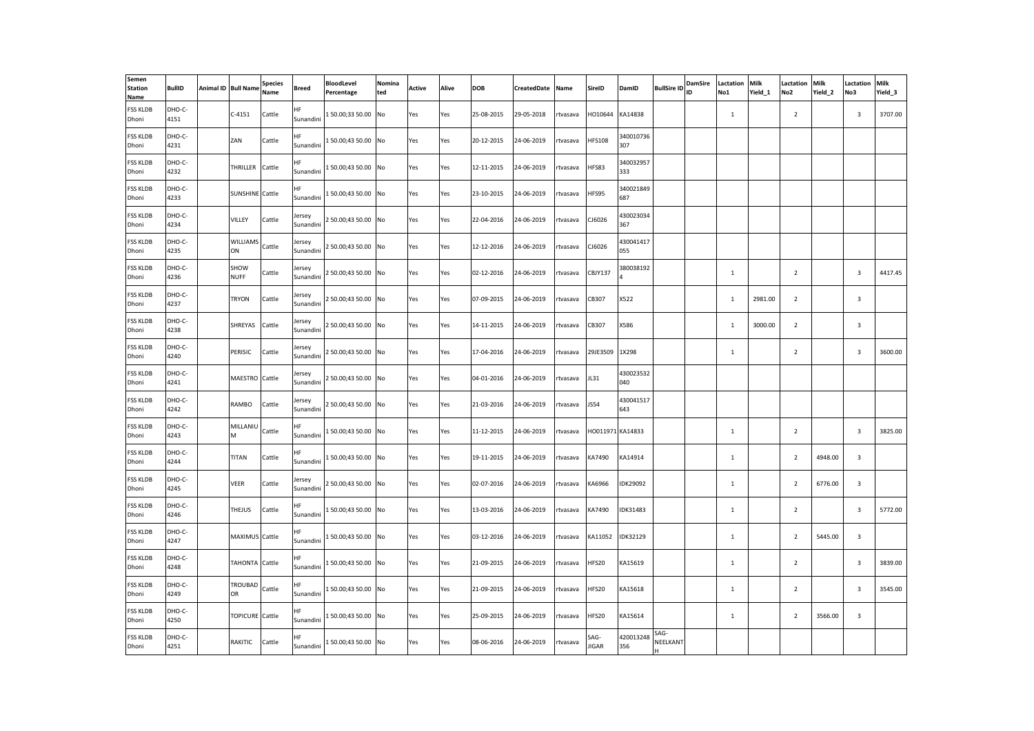| Semen Station Name | BullID | Animal ID | Bull Name | Species Name | Breed | BloodLevel Percentage | Nominated | Active | Alive | DOB | CreatedDate | Name | SireID | DamID | BullSire ID | DamSire ID | Lactation No1 | Milk Yield_1 | Lactation No2 | Milk Yield_2 | Lactation No3 | Milk Yield_3 |
|---|---|---|---|---|---|---|---|---|---|---|---|---|---|---|---|---|---|---|---|---|---|---|
| FSS KLDB Dhoni | DHO-C-4151 | | C-4151 | Cattle | HF Sunandini | 1 50.00;33 50.00 | No | Yes | Yes | 25-08-2015 | 29-05-2018 | rtvasava | HO10644 | KA14838 | | | 1 | | 2 | | 3 | 3707.00 |
| FSS KLDB Dhoni | DHO-C-4231 | | ZAN | Cattle | HF Sunandini | 1 50.00;43 50.00 | No | Yes | Yes | 20-12-2015 | 24-06-2019 | rtvasava | HFS108 | 340010736307 | | | | | | | | |
| FSS KLDB Dhoni | DHO-C-4232 | | THRILLER | Cattle | HF Sunandini | 1 50.00;43 50.00 | No | Yes | Yes | 12-11-2015 | 24-06-2019 | rtvasava | HFS83 | 340032957333 | | | | | | | | |
| FSS KLDB Dhoni | DHO-C-4233 | | SUNSHINE | Cattle | HF Sunandini | 1 50.00;43 50.00 | No | Yes | Yes | 23-10-2015 | 24-06-2019 | rtvasava | HFS95 | 340021849687 | | | | | | | | |
| FSS KLDB Dhoni | DHO-C-4234 | | VILLEY | Cattle | Jersey Sunandini | 2 50.00;43 50.00 | No | Yes | Yes | 22-04-2016 | 24-06-2019 | rtvasava | CJ6026 | 430023034367 | | | | | | | | |
| FSS KLDB Dhoni | DHO-C-4235 | | WILLIAMSON | Cattle | Jersey Sunandini | 2 50.00;43 50.00 | No | Yes | Yes | 12-12-2016 | 24-06-2019 | rtvasava | CJ6026 | 430041417055 | | | | | | | | |
| FSS KLDB Dhoni | DHO-C-4236 | | SHOW NUFF | Cattle | Jersey Sunandini | 2 50.00;43 50.00 | No | Yes | Yes | 02-12-2016 | 24-06-2019 | rtvasava | CBJY137 | 3800381924 | | | 1 | | 2 | | 3 | 4417.45 |
| FSS KLDB Dhoni | DHO-C-4237 | | TRYON | Cattle | Jersey Sunandini | 2 50.00;43 50.00 | No | Yes | Yes | 07-09-2015 | 24-06-2019 | rtvasava | CB307 | X522 | | | 1 | 2981.00 | 2 | | 3 | |
| FSS KLDB Dhoni | DHO-C-4238 | | SHREYAS | Cattle | Jersey Sunandini | 2 50.00;43 50.00 | No | Yes | Yes | 14-11-2015 | 24-06-2019 | rtvasava | CB307 | X586 | | | 1 | 3000.00 | 2 | | 3 | |
| FSS KLDB Dhoni | DHO-C-4240 | | PERISIC | Cattle | Jersey Sunandini | 2 50.00;43 50.00 | No | Yes | Yes | 17-04-2016 | 24-06-2019 | rtvasava | 29JE3509 | 1X298 | | | 1 | | 2 | | 3 | 3600.00 |
| FSS KLDB Dhoni | DHO-C-4241 | | MAESTRO | Cattle | Jersey Sunandini | 2 50.00;43 50.00 | No | Yes | Yes | 04-01-2016 | 24-06-2019 | rtvasava | JL31 | 430023532040 | | | | | | | | |
| FSS KLDB Dhoni | DHO-C-4242 | | RAMBO | Cattle | Jersey Sunandini | 2 50.00;43 50.00 | No | Yes | Yes | 21-03-2016 | 24-06-2019 | rtvasava | JS54 | 430041517643 | | | | | | | | |
| FSS KLDB Dhoni | DHO-C-4243 | | MILLANIUM | Cattle | HF Sunandini | 1 50.00;43 50.00 | No | Yes | Yes | 11-12-2015 | 24-06-2019 | rtvasava | HO011971 | KA14833 | | | 1 | | 2 | | 3 | 3825.00 |
| FSS KLDB Dhoni | DHO-C-4244 | | TITAN | Cattle | HF Sunandini | 1 50.00;43 50.00 | No | Yes | Yes | 19-11-2015 | 24-06-2019 | rtvasava | KA7490 | KA14914 | | | 1 | | 2 | 4948.00 | 3 | |
| FSS KLDB Dhoni | DHO-C-4245 | | VEER | Cattle | Jersey Sunandini | 2 50.00;43 50.00 | No | Yes | Yes | 02-07-2016 | 24-06-2019 | rtvasava | KA6966 | IDK29092 | | | 1 | | 2 | 6776.00 | 3 | |
| FSS KLDB Dhoni | DHO-C-4246 | | THEJUS | Cattle | HF Sunandini | 1 50.00;43 50.00 | No | Yes | Yes | 13-03-2016 | 24-06-2019 | rtvasava | KA7490 | IDK31483 | | | 1 | | 2 | | 3 | 5772.00 |
| FSS KLDB Dhoni | DHO-C-4247 | | MAXIMUS | Cattle | HF Sunandini | 1 50.00;43 50.00 | No | Yes | Yes | 03-12-2016 | 24-06-2019 | rtvasava | KA11052 | IDK32129 | | | 1 | | 2 | 5445.00 | 3 | |
| FSS KLDB Dhoni | DHO-C-4248 | | TAHONTA | Cattle | HF Sunandini | 1 50.00;43 50.00 | No | Yes | Yes | 21-09-2015 | 24-06-2019 | rtvasava | HFS20 | KA15619 | | | 1 | | 2 | | 3 | 3839.00 |
| FSS KLDB Dhoni | DHO-C-4249 | | TROUBADOR | Cattle | HF Sunandini | 1 50.00;43 50.00 | No | Yes | Yes | 21-09-2015 | 24-06-2019 | rtvasava | HFS20 | KA15618 | | | 1 | | 2 | | 3 | 3545.00 |
| FSS KLDB Dhoni | DHO-C-4250 | | TOPICURE | Cattle | HF Sunandini | 1 50.00;43 50.00 | No | Yes | Yes | 25-09-2015 | 24-06-2019 | rtvasava | HFS20 | KA15614 | | | 1 | | 2 | 3566.00 | 3 | |
| FSS KLDB Dhoni | DHO-C-4251 | | RAKITIC | Cattle | HF Sunandini | 1 50.00;43 50.00 | No | Yes | Yes | 08-06-2016 | 24-06-2019 | rtvasava | SAG-JIGAR | 420013248356 | SAG-NEELKANTH | | | | | | | |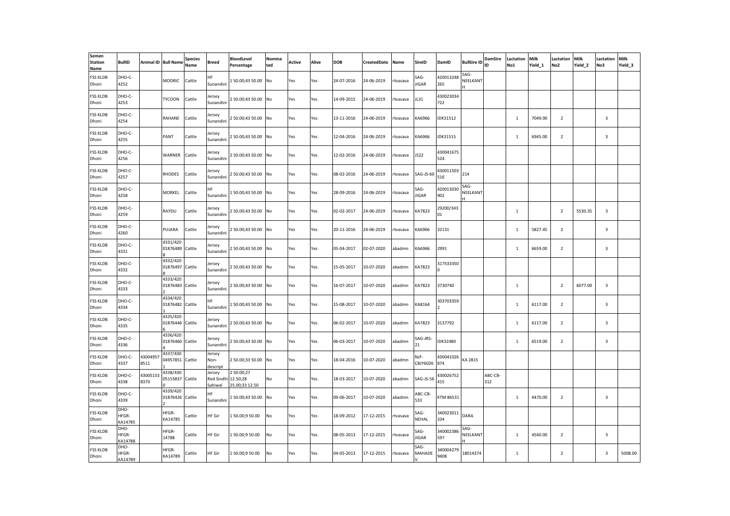| Semen Station Name | BullID | Animal ID | Bull Name | Species Name | Breed | BloodLevel Percentage | Nominated | Active | Alive | DOB | CreatedDate | Name | SireID | DamID | BullSire ID | DamSire ID | Lactation No1 | Milk Yield_1 | Lactation No2 | Milk Yield_2 | Lactation No3 | Milk Yield_3 |
|---|---|---|---|---|---|---|---|---|---|---|---|---|---|---|---|---|---|---|---|---|---|---|
| FSS KLDB Dhoni | DHO-C-4252 | | MODRIC | Cattle | HF Sunandini | 1 50.00;43 50.00 | No | Yes | Yes | 24-07-2016 | 24-06-2019 | rtvasava | SAG-JIGAR | 420013248265 | SAG-NEELKANTH | | | | | | | |
| FSS KLDB Dhoni | DHO-C-4253 | | TYCOON | Cattle | Jersey Sunandini | 2 50.00;43 50.00 | No | Yes | Yes | 14-09-2015 | 24-06-2019 | rtvasava | JL31 | 430023034722 | | | | | | | | |
| FSS KLDB Dhoni | DHO-C-4254 | | RAHANE | Cattle | Jersey Sunandini | 2 50.00;43 50.00 | No | Yes | Yes | 13-11-2016 | 24-06-2019 | rtvasava | KA6966 | IDK31512 | | | 1 | 7049.90 | 2 | | 3 | |
| FSS KLDB Dhoni | DHO-C-4255 | | PANT | Cattle | Jersey Sunandini | 2 50.00;43 50.00 | No | Yes | Yes | 12-04-2016 | 24-06-2019 | rtvasava | KA6966 | IDK31515 | | | 1 | 6945.00 | 2 | | 3 | |
| FSS KLDB Dhoni | DHO-C-4256 | | WARNER | Cattle | Jersey Sunandini | 2 50.00;43 50.00 | No | Yes | Yes | 12-02-2016 | 24-06-2019 | rtvasava | JS22 | 430041675524 | | | | | | | | |
| FSS KLDB Dhoni | DHO-C-4257 | | RHODES | Cattle | Jersey Sunandini | 2 50.00;43 50.00 | No | Yes | Yes | 08-02-2016 | 24-06-2019 | rtvasava | SAG-JS-60 | 430011503516 | 214 | | | | | | | |
| FSS KLDB Dhoni | DHO-C-4258 | | MORKEL | Cattle | HF Sunandini | 1 50.00;43 50.00 | No | Yes | Yes | 28-09-2016 | 24-06-2019 | rtvasava | SAG-JIGAR | 420013030902 | SAG-NEELKANTH | | | | | | | |
| FSS KLDB Dhoni | DHO-C-4259 | | RAYDU | Cattle | Jersey Sunandini | 2 50.00;43 50.00 | No | Yes | Yes | 02-02-2017 | 24-06-2019 | rtvasava | KA7823 | 29200/34301 | | | 1 | | 2 | 5530.35 | 3 | |
| FSS KLDB Dhoni | DHO-C-4260 | | PUJARA | Cattle | Jersey Sunandini | 2 50.00;43 50.00 | No | Yes | Yes | 20-11-2016 | 24-06-2019 | rtvasava | KA6966 | 32131 | | | 1 | 5827.45 | 2 | | 3 | |
| FSS KLDB Dhoni | DHO-C-4331 | | 4331/42001876489 8 | Cattle | Jersey Sunandini | 2 50.00;43 50.00 | No | Yes | Yes | 05-04-2017 | 02-07-2020 | abadmn | KA6966 | 2991 | | | 1 | 6659.00 | 2 | | 3 | |
| FSS KLDB Dhoni | DHO-C-4332 | | 4332/42001876497 8 | Cattle | Jersey Sunandini | 2 50.00;43 50.00 | No | Yes | Yes | 15-05-2017 | 10-07-2020 | abadmn | KA7823 | 3175333500 | | | | | | | | |
| FSS KLDB Dhoni | DHO-C-4333 | | 4333/42001876483 2 | Cattle | Jersey Sunandini | 2 50.00;43 50.00 | No | Yes | Yes | 16-07-2017 | 10-07-2020 | abadmn | KA7823 | 3730740 | | | 1 | | 2 | 6077.00 | 3 | |
| FSS KLDB Dhoni | DHO-C-4334 | | 4334/42001876482 1 | Cattle | HF Sunandini | 1 50.00;43 50.00 | No | Yes | Yes | 15-08-2017 | 10-07-2020 | abadmn | KA8164 | 3037033592 | | | 1 | 6117.00 | 2 | | 3 | |
| FSS KLDB Dhoni | DHO-C-4335 | | 4335/42001876446 6 | Cattle | Jersey Sunandini | 2 50.00;43 50.00 | No | Yes | Yes | 06-02-2017 | 10-07-2020 | abadmn | KA7823 | 3137792 | | | 1 | 6117.00 | 2 | | 3 | |
| FSS KLDB Dhoni | DHO-C-4336 | | 4336/42001876460 4 | Cattle | Jersey Sunandini | 2 50.00;43 50.00 | No | Yes | Yes | 06-03-2017 | 10-07-2020 | abadmn | SAG-JRS-21 | IDK32480 | | | 1 | 6519.00 | 2 | | 3 | |
| FSS KLDB Dhoni | DHO-C-4337 | 430049578511 | 4337/43004957851 1 | Cattle | Jersey Non-descript | 2 50.00;33 50.00 | No | Yes | Yes | 18-04-2016 | 10-07-2020 | abadmn | NJF-CBJY6026 | 430041026874 | KA 2815 | | | | | | | |
| FSS KLDB Dhoni | DHO-C-4338 | 430051538370 | 4338/43005153837 0 | Cattle | Jersey Red Sindhi Sahiwal | 2 50.00;27 12.50;28 25.00;33 12.50 | No | Yes | Yes | 18-03-2017 | 10-07-2020 | abadmn | SAG-JS-56 | 430026752415 | | ABC-CB-312 | | | | | | |
| FSS KLDB Dhoni | DHO-C-4339 | | 4339/42001876426 2 | Cattle | HF Sunandini | 1 50.00;43 50.00 | No | Yes | Yes | 09-06-2017 | 10-07-2020 | abadmn | ABC-CB-533 | KTM 86531 | | | 1 | 4470.00 | 2 | | 3 | |
| FSS KLDB Dhoni | DHO-HFGR-KA14785 | | HFGR-KA14785 | Cattle | HF Gir | 1 50.00;9 50.00 | No | Yes | Yes | 18-09-2012 | 17-12-2015 | rtvasava | SAG-NEHAL | 340023011334 | DARA | | | | | | | |
| FSS KLDB Dhoni | DHO-HFGR-KA14788 | | HFGR-14788 | Cattle | HF Gir | 1 50.00;9 50.00 | No | Yes | Yes | 08-05-2013 | 17-12-2015 | rtvasava | SAG-JIGAR | 340002386597 | SAG-NEELKANTH | | 1 | 4540.00 | 2 | | 3 | |
| FSS KLDB Dhoni | DHO-HFGR-KA14789 | | HFGR-KA14789 | Cattle | HF Gir | 1 50.00;9 50.00 | No | Yes | Yes | 04-05-2013 | 17-12-2015 | rtvasava | SAG-MAHADEV | 3400042799408 | 18014374 | | 1 | | 2 | | 3 | 5008.00 |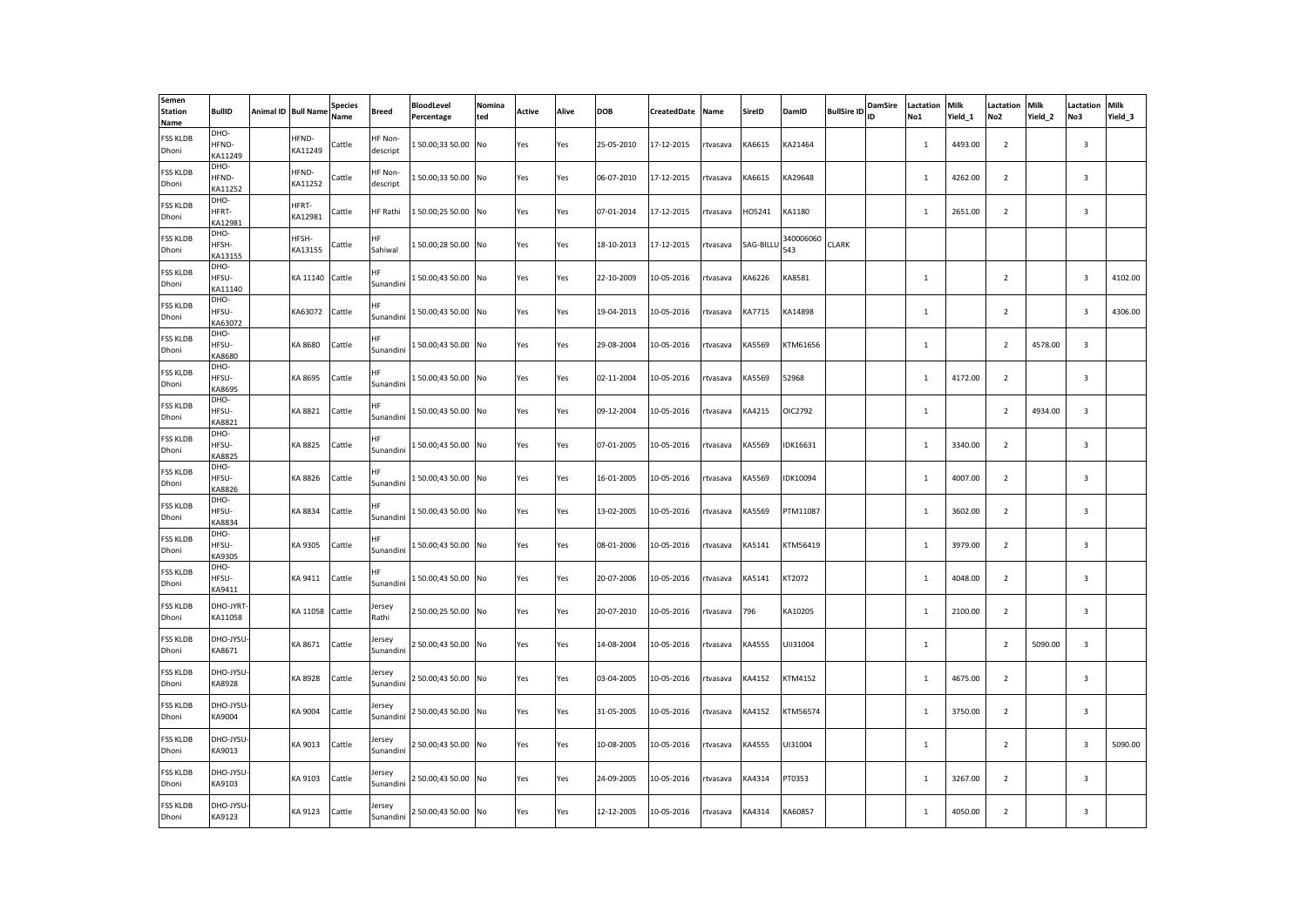| Semen Station Name | BullID | Animal ID | Bull Name | Species Name | Breed | BloodLevel Percentage | Nominated | Active | Alive | DOB | CreatedDate | Name | SireID | DamID | BullSire ID | DamSire ID | Lactation No1 | Milk Yield_1 | Lactation No2 | Milk Yield_2 | Lactation No3 | Milk Yield_3 |
|---|---|---|---|---|---|---|---|---|---|---|---|---|---|---|---|---|---|---|---|---|---|---|
| FSS KLDB Dhoni | DHO-HFND-KA11249 | | HFND-KA11249 | Cattle | HF Non-descript | 1 50.00;33 50.00 | No | Yes | Yes | 25-05-2010 | 17-12-2015 | rtvasava | KA6615 | KA21464 | | | 1 | 4493.00 | 2 | | 3 | |
| FSS KLDB Dhoni | DHO-HFND-KA11252 | | HFND-KA11252 | Cattle | HF Non-descript | 1 50.00;33 50.00 | No | Yes | Yes | 06-07-2010 | 17-12-2015 | rtvasava | KA6615 | KA29648 | | | 1 | 4262.00 | 2 | | 3 | |
| FSS KLDB Dhoni | DHO-HFRT-KA12981 | | HFRT-KA12981 | Cattle | HF Rathi | 1 50.00;25 50.00 | No | Yes | Yes | 07-01-2014 | 17-12-2015 | rtvasava | HO5241 | KA1180 | | | 1 | 2651.00 | 2 | | 3 | |
| FSS KLDB Dhoni | DHO-HFSH-KA13155 | | HFSH-KA13155 | Cattle | HF Sahiwal | 1 50.00;28 50.00 | No | Yes | Yes | 18-10-2013 | 17-12-2015 | rtvasava | SAG-BILLU | 340006060543 | CLARK | | | | | | | |
| FSS KLDB Dhoni | DHO-HFSU-KA11140 | | KA 11140 | Cattle | HF Sunandini | 1 50.00;43 50.00 | No | Yes | Yes | 22-10-2009 | 10-05-2016 | rtvasava | KA6226 | KA8581 | | | 1 | | 2 | | 3 | 4102.00 |
| FSS KLDB Dhoni | DHO-HFSU-KA63072 | | KA63072 | Cattle | HF Sunandini | 1 50.00;43 50.00 | No | Yes | Yes | 19-04-2013 | 10-05-2016 | rtvasava | KA7715 | KA14898 | | | 1 | | 2 | | 3 | 4306.00 |
| FSS KLDB Dhoni | DHO-HFSU-KA8680 | | KA 8680 | Cattle | HF Sunandini | 1 50.00;43 50.00 | No | Yes | Yes | 29-08-2004 | 10-05-2016 | rtvasava | KA5569 | KTM61656 | | | 1 | | 2 | 4578.00 | 3 | |
| FSS KLDB Dhoni | DHO-HFSU-KA8695 | | KA 8695 | Cattle | HF Sunandini | 1 50.00;43 50.00 | No | Yes | Yes | 02-11-2004 | 10-05-2016 | rtvasava | KA5569 | 52968 | | | 1 | 4172.00 | 2 | | 3 | |
| FSS KLDB Dhoni | DHO-HFSU-KA8821 | | KA 8821 | Cattle | HF Sunandini | 1 50.00;43 50.00 | No | Yes | Yes | 09-12-2004 | 10-05-2016 | rtvasava | KA4215 | OIC2792 | | | 1 | | 2 | 4934.00 | 3 | |
| FSS KLDB Dhoni | DHO-HFSU-KA8825 | | KA 8825 | Cattle | HF Sunandini | 1 50.00;43 50.00 | No | Yes | Yes | 07-01-2005 | 10-05-2016 | rtvasava | KA5569 | IDK16631 | | | 1 | 3340.00 | 2 | | 3 | |
| FSS KLDB Dhoni | DHO-HFSU-KA8826 | | KA 8826 | Cattle | HF Sunandini | 1 50.00;43 50.00 | No | Yes | Yes | 16-01-2005 | 10-05-2016 | rtvasava | KA5569 | IDK10094 | | | 1 | 4007.00 | 2 | | 3 | |
| FSS KLDB Dhoni | DHO-HFSU-KA8834 | | KA 8834 | Cattle | HF Sunandini | 1 50.00;43 50.00 | No | Yes | Yes | 13-02-2005 | 10-05-2016 | rtvasava | KA5569 | PTM11087 | | | 1 | 3602.00 | 2 | | 3 | |
| FSS KLDB Dhoni | DHO-HFSU-KA9305 | | KA 9305 | Cattle | HF Sunandini | 1 50.00;43 50.00 | No | Yes | Yes | 08-01-2006 | 10-05-2016 | rtvasava | KA5141 | KTM56419 | | | 1 | 3979.00 | 2 | | 3 | |
| FSS KLDB Dhoni | DHO-HFSU-KA9411 | | KA 9411 | Cattle | HF Sunandini | 1 50.00;43 50.00 | No | Yes | Yes | 20-07-2006 | 10-05-2016 | rtvasava | KA5141 | KT2072 | | | 1 | 4048.00 | 2 | | 3 | |
| FSS KLDB Dhoni | DHO-JYRT-KA11058 | | KA 11058 | Cattle | Jersey Rathi | 2 50.00;25 50.00 | No | Yes | Yes | 20-07-2010 | 10-05-2016 | rtvasava | 796 | KA10205 | | | 1 | 2100.00 | 2 | | 3 | |
| FSS KLDB Dhoni | DHO-JYSU-KA8671 | | KA 8671 | Cattle | Jersey Sunandini | 2 50.00;43 50.00 | No | Yes | Yes | 14-08-2004 | 10-05-2016 | rtvasava | KA4555 | UI31004 | | | 1 | | 2 | 5090.00 | 3 | |
| FSS KLDB Dhoni | DHO-JYSU-KA8928 | | KA 8928 | Cattle | Jersey Sunandini | 2 50.00;43 50.00 | No | Yes | Yes | 03-04-2005 | 10-05-2016 | rtvasava | KA4152 | KTM4152 | | | 1 | 4675.00 | 2 | | 3 | |
| FSS KLDB Dhoni | DHO-JYSU-KA9004 | | KA 9004 | Cattle | Jersey Sunandini | 2 50.00;43 50.00 | No | Yes | Yes | 31-05-2005 | 10-05-2016 | rtvasava | KA4152 | KTM56574 | | | 1 | 3750.00 | 2 | | 3 | |
| FSS KLDB Dhoni | DHO-JYSU-KA9013 | | KA 9013 | Cattle | Jersey Sunandini | 2 50.00;43 50.00 | No | Yes | Yes | 10-08-2005 | 10-05-2016 | rtvasava | KA4555 | UI31004 | | | 1 | | 2 | | 3 | 5090.00 |
| FSS KLDB Dhoni | DHO-JYSU-KA9103 | | KA 9103 | Cattle | Jersey Sunandini | 2 50.00;43 50.00 | No | Yes | Yes | 24-09-2005 | 10-05-2016 | rtvasava | KA4314 | PT0353 | | | 1 | 3267.00 | 2 | | 3 | |
| FSS KLDB Dhoni | DHO-JYSU-KA9123 | | KA 9123 | Cattle | Jersey Sunandini | 2 50.00;43 50.00 | No | Yes | Yes | 12-12-2005 | 10-05-2016 | rtvasava | KA4314 | KA60857 | | | 1 | 4050.00 | 2 | | 3 | |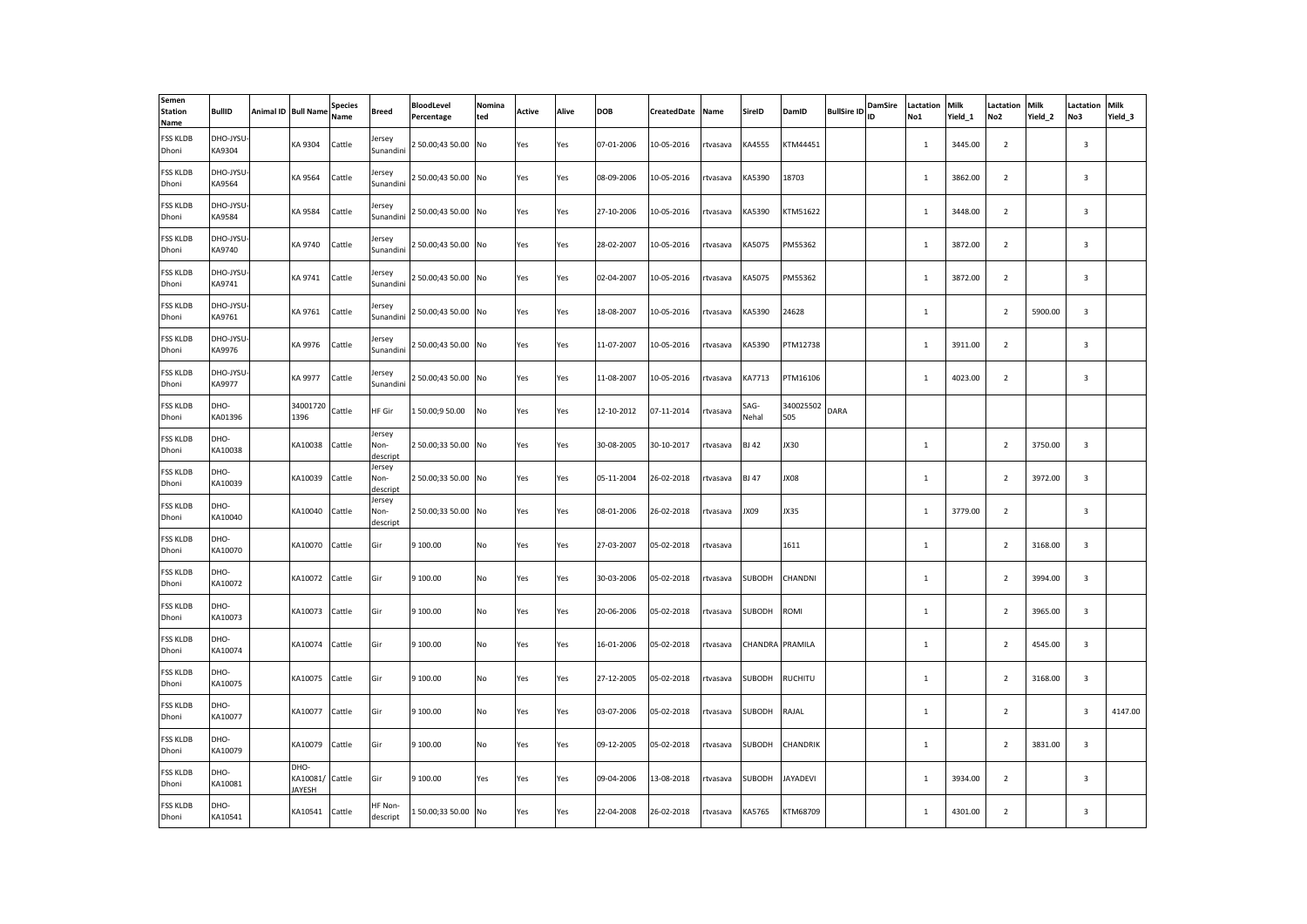| Semen Station Name | BullID | Animal ID | Bull Name | Species Name | Breed | BloodLevel Percentage | Nominated | Active | Alive | DOB | CreatedDate | Name | SireID | DamID | BullSire ID | DamSire ID | Lactation No1 | Milk Yield_1 | Lactation No2 | Milk Yield_2 | Lactation No3 | Milk Yield_3 |
|---|---|---|---|---|---|---|---|---|---|---|---|---|---|---|---|---|---|---|---|---|---|---|
| FSS KLDB Dhoni | DHO-JYSU-KA9304 | | KA 9304 | Cattle | Jersey Sunandini | 2 50.00;43 50.00 | No | Yes | Yes | 07-01-2006 | 10-05-2016 | rtvasava | KA4555 | KTM44451 | | | 1 | 3445.00 | 2 | | 3 | |
| FSS KLDB Dhoni | DHO-JYSU-KA9564 | | KA 9564 | Cattle | Jersey Sunandini | 2 50.00;43 50.00 | No | Yes | Yes | 08-09-2006 | 10-05-2016 | rtvasava | KA5390 | 18703 | | | 1 | 3862.00 | 2 | | 3 | |
| FSS KLDB Dhoni | DHO-JYSU-KA9584 | | KA 9584 | Cattle | Jersey Sunandini | 2 50.00;43 50.00 | No | Yes | Yes | 27-10-2006 | 10-05-2016 | rtvasava | KA5390 | KTM51622 | | | 1 | 3448.00 | 2 | | 3 | |
| FSS KLDB Dhoni | DHO-JYSU-KA9740 | | KA 9740 | Cattle | Jersey Sunandini | 2 50.00;43 50.00 | No | Yes | Yes | 28-02-2007 | 10-05-2016 | rtvasava | KA5075 | PM55362 | | | 1 | 3872.00 | 2 | | 3 | |
| FSS KLDB Dhoni | DHO-JYSU-KA9741 | | KA 9741 | Cattle | Jersey Sunandini | 2 50.00;43 50.00 | No | Yes | Yes | 02-04-2007 | 10-05-2016 | rtvasava | KA5075 | PM55362 | | | 1 | 3872.00 | 2 | | 3 | |
| FSS KLDB Dhoni | DHO-JYSU-KA9761 | | KA 9761 | Cattle | Jersey Sunandini | 2 50.00;43 50.00 | No | Yes | Yes | 18-08-2007 | 10-05-2016 | rtvasava | KA5390 | 24628 | | | 1 | | 2 | 5900.00 | 3 | |
| FSS KLDB Dhoni | DHO-JYSU-KA9976 | | KA 9976 | Cattle | Jersey Sunandini | 2 50.00;43 50.00 | No | Yes | Yes | 11-07-2007 | 10-05-2016 | rtvasava | KA5390 | PTM12738 | | | 1 | 3911.00 | 2 | | 3 | |
| FSS KLDB Dhoni | DHO-JYSU-KA9977 | | KA 9977 | Cattle | Jersey Sunandini | 2 50.00;43 50.00 | No | Yes | Yes | 11-08-2007 | 10-05-2016 | rtvasava | KA7713 | PTM16106 | | | 1 | 4023.00 | 2 | | 3 | |
| FSS KLDB Dhoni | DHO-KA01396 | | 340017201396 | Cattle | HF Gir | 1 50.00;9 50.00 | No | Yes | Yes | 12-10-2012 | 07-11-2014 | rtvasava | SAG-Nehal | 340025502505 | DARA | | | | | | | |
| FSS KLDB Dhoni | DHO-KA10038 | | KA10038 | Cattle | Jersey Non-descript | 2 50.00;33 50.00 | No | Yes | Yes | 30-08-2005 | 30-10-2017 | rtvasava | BJ 42 | JX30 | | | 1 | | 2 | 3750.00 | 3 | |
| FSS KLDB Dhoni | DHO-KA10039 | | KA10039 | Cattle | Jersey Non-descript | 2 50.00;33 50.00 | No | Yes | Yes | 05-11-2004 | 26-02-2018 | rtvasava | BJ 47 | JX08 | | | 1 | | 2 | 3972.00 | 3 | |
| FSS KLDB Dhoni | DHO-KA10040 | | KA10040 | Cattle | Jersey Non-descript | 2 50.00;33 50.00 | No | Yes | Yes | 08-01-2006 | 26-02-2018 | rtvasava | JX09 | JX35 | | | 1 | 3779.00 | 2 | | 3 | |
| FSS KLDB Dhoni | DHO-KA10070 | | KA10070 | Cattle | Gir | 9 100.00 | No | Yes | Yes | 27-03-2007 | 05-02-2018 | rtvasava | | 1611 | | | 1 | | 2 | 3168.00 | 3 | |
| FSS KLDB Dhoni | DHO-KA10072 | | KA10072 | Cattle | Gir | 9 100.00 | No | Yes | Yes | 30-03-2006 | 05-02-2018 | rtvasava | SUBODH | CHANDNI | | | 1 | | 2 | 3994.00 | 3 | |
| FSS KLDB Dhoni | DHO-KA10073 | | KA10073 | Cattle | Gir | 9 100.00 | No | Yes | Yes | 20-06-2006 | 05-02-2018 | rtvasava | SUBODH | ROMI | | | 1 | | 2 | 3965.00 | 3 | |
| FSS KLDB Dhoni | DHO-KA10074 | | KA10074 | Cattle | Gir | 9 100.00 | No | Yes | Yes | 16-01-2006 | 05-02-2018 | rtvasava | CHANDRA | PRAMILA | | | 1 | | 2 | 4545.00 | 3 | |
| FSS KLDB Dhoni | DHO-KA10075 | | KA10075 | Cattle | Gir | 9 100.00 | No | Yes | Yes | 27-12-2005 | 05-02-2018 | rtvasava | SUBODH | RUCHITU | | | 1 | | 2 | 3168.00 | 3 | |
| FSS KLDB Dhoni | DHO-KA10077 | | KA10077 | Cattle | Gir | 9 100.00 | No | Yes | Yes | 03-07-2006 | 05-02-2018 | rtvasava | SUBODH | RAJAL | | | 1 | | 2 | | 3 | 4147.00 |
| FSS KLDB Dhoni | DHO-KA10079 | | KA10079 | Cattle | Gir | 9 100.00 | No | Yes | Yes | 09-12-2005 | 05-02-2018 | rtvasava | SUBODH | CHANDRIK | | | 1 | | 2 | 3831.00 | 3 | |
| FSS KLDB Dhoni | DHO-KA10081 | | DHO-KA10081/JAYESH | Cattle | Gir | 9 100.00 | Yes | Yes | Yes | 09-04-2006 | 13-08-2018 | rtvasava | SUBODH | JAYADEVI | | | 1 | 3934.00 | 2 | | 3 | |
| FSS KLDB Dhoni | DHO-KA10541 | | KA10541 | Cattle | HF Non-descript | 1 50.00;33 50.00 | No | Yes | Yes | 22-04-2008 | 26-02-2018 | rtvasava | KA5765 | KTM68709 | | | 1 | 4301.00 | 2 | | 3 | |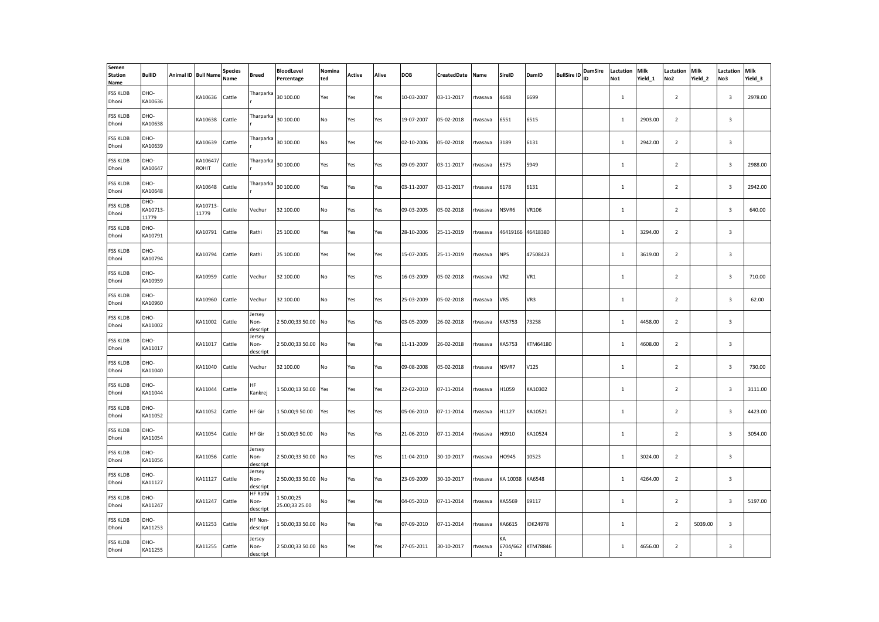| Semen Station Name | BullID | Animal ID | Bull Name | Species Name | Breed | BloodLevel Percentage | Nominated | Active | Alive | DOB | CreatedDate | Name | SireID | DamID | BullSire ID | DamSire ID | Lactation No1 | Milk Yield_1 | Lactation No2 | Milk Yield_2 | Lactation No3 | Milk Yield_3 |
|---|---|---|---|---|---|---|---|---|---|---|---|---|---|---|---|---|---|---|---|---|---|---|
| FSS KLDB Dhoni | DHO-KA10636 | | KA10636 | Cattle | Tharparkar | 30 100.00 | Yes | Yes | Yes | 10-03-2007 | 03-11-2017 | rtvasava | 4648 | 6699 | | | 1 | | 2 | | 3 | 2978.00 |
| FSS KLDB Dhoni | DHO-KA10638 | | KA10638 | Cattle | Tharparkar | 30 100.00 | No | Yes | Yes | 19-07-2007 | 05-02-2018 | rtvasava | 6551 | 6515 | | | 1 | 2903.00 | 2 | | 3 | |
| FSS KLDB Dhoni | DHO-KA10639 | | KA10639 | Cattle | Tharparkar | 30 100.00 | No | Yes | Yes | 02-10-2006 | 05-02-2018 | rtvasava | 3189 | 6131 | | | 1 | 2942.00 | 2 | | 3 | |
| FSS KLDB Dhoni | DHO-KA10647 | | KA10647/ROHIT | Cattle | Tharparkar | 30 100.00 | Yes | Yes | Yes | 09-09-2007 | 03-11-2017 | rtvasava | 6575 | 5949 | | | 1 | | 2 | | 3 | 2988.00 |
| FSS KLDB Dhoni | DHO-KA10648 | | KA10648 | Cattle | Tharparkar | 30 100.00 | Yes | Yes | Yes | 03-11-2007 | 03-11-2017 | rtvasava | 6178 | 6131 | | | 1 | | 2 | | 3 | 2942.00 |
| FSS KLDB Dhoni | DHO-KA10713-11779 | | KA10713-11779 | Cattle | Vechur | 32 100.00 | No | Yes | Yes | 09-03-2005 | 05-02-2018 | rtvasava | NSVR6 | VR106 | | | 1 | | 2 | | 3 | 640.00 |
| FSS KLDB Dhoni | DHO-KA10791 | | KA10791 | Cattle | Rathi | 25 100.00 | Yes | Yes | Yes | 28-10-2006 | 25-11-2019 | rtvasava | 46419166 | 46418380 | | | 1 | 3294.00 | 2 | | 3 | |
| FSS KLDB Dhoni | DHO-KA10794 | | KA10794 | Cattle | Rathi | 25 100.00 | Yes | Yes | Yes | 15-07-2005 | 25-11-2019 | rtvasava | NPS | 47508423 | | | 1 | 3619.00 | 2 | | 3 | |
| FSS KLDB Dhoni | DHO-KA10959 | | KA10959 | Cattle | Vechur | 32 100.00 | No | Yes | Yes | 16-03-2009 | 05-02-2018 | rtvasava | VR2 | VR1 | | | 1 | | 2 | | 3 | 710.00 |
| FSS KLDB Dhoni | DHO-KA10960 | | KA10960 | Cattle | Vechur | 32 100.00 | No | Yes | Yes | 25-03-2009 | 05-02-2018 | rtvasava | VR5 | VR3 | | | 1 | | 2 | | 3 | 62.00 |
| FSS KLDB Dhoni | DHO-KA11002 | | KA11002 | Cattle | Jersey Non-descript | 2 50.00;33 50.00 | No | Yes | Yes | 03-05-2009 | 26-02-2018 | rtvasava | KA5753 | 73258 | | | 1 | 4458.00 | 2 | | 3 | |
| FSS KLDB Dhoni | DHO-KA11017 | | KA11017 | Cattle | Jersey Non-descript | 2 50.00;33 50.00 | No | Yes | Yes | 11-11-2009 | 26-02-2018 | rtvasava | KA5753 | KTM64180 | | | 1 | 4608.00 | 2 | | 3 | |
| FSS KLDB Dhoni | DHO-KA11040 | | KA11040 | Cattle | Vechur | 32 100.00 | No | Yes | Yes | 09-08-2008 | 05-02-2018 | rtvasava | NSVR7 | V125 | | | 1 | | 2 | | 3 | 730.00 |
| FSS KLDB Dhoni | DHO-KA11044 | | KA11044 | Cattle | HF Kankrej | 1 50.00;13 50.00 | Yes | Yes | Yes | 22-02-2010 | 07-11-2014 | rtvasava | H1059 | KA10302 | | | 1 | | 2 | | 3 | 3111.00 |
| FSS KLDB Dhoni | DHO-KA11052 | | KA11052 | Cattle | HF Gir | 1 50.00;9 50.00 | Yes | Yes | Yes | 05-06-2010 | 07-11-2014 | rtvasava | H1127 | KA10521 | | | 1 | | 2 | | 3 | 4423.00 |
| FSS KLDB Dhoni | DHO-KA11054 | | KA11054 | Cattle | HF Gir | 1 50.00;9 50.00 | No | Yes | Yes | 21-06-2010 | 07-11-2014 | rtvasava | H0910 | KA10524 | | | 1 | | 2 | | 3 | 3054.00 |
| FSS KLDB Dhoni | DHO-KA11056 | | KA11056 | Cattle | Jersey Non-descript | 2 50.00;33 50.00 | No | Yes | Yes | 11-04-2010 | 30-10-2017 | rtvasava | HO945 | 10523 | | | 1 | 3024.00 | 2 | | 3 | |
| FSS KLDB Dhoni | DHO-KA11127 | | KA11127 | Cattle | Jersey Non-descript | 2 50.00;33 50.00 | No | Yes | Yes | 23-09-2009 | 30-10-2017 | rtvasava | KA 10038 | KA6548 | | | 1 | 4264.00 | 2 | | 3 | |
| FSS KLDB Dhoni | DHO-KA11247 | | KA11247 | Cattle | HF Rathi Non-descript | 1 50.00;25 25.00;33 25.00 | No | Yes | Yes | 04-05-2010 | 07-11-2014 | rtvasava | KA5569 | 69117 | | | 1 | | 2 | | 3 | 5197.00 |
| FSS KLDB Dhoni | DHO-KA11253 | | KA11253 | Cattle | HF Non-descript | 1 50.00;33 50.00 | No | Yes | Yes | 07-09-2010 | 07-11-2014 | rtvasava | KA6615 | IDK24978 | | | 1 | | 2 | 5039.00 | 3 | |
| FSS KLDB Dhoni | DHO-KA11255 | | KA11255 | Cattle | Jersey Non-descript | 2 50.00;33 50.00 | No | Yes | Yes | 27-05-2011 | 30-10-2017 | rtvasava | KA 6704/6622 | KTM78846 | | | 1 | 4656.00 | 2 | | 3 | |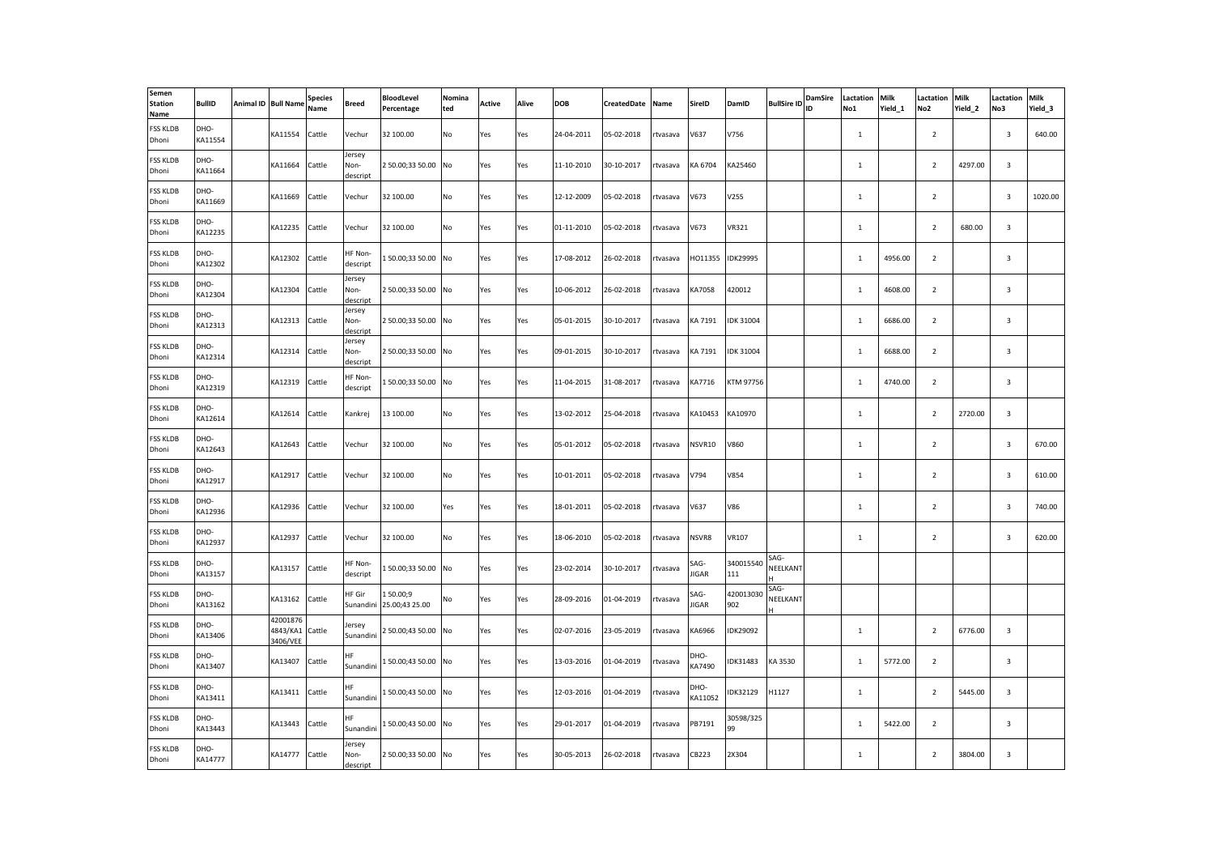| Semen Station Name | BullID | Animal ID | Bull Name | Species Name | Breed | BloodLevel Percentage | Nominated | Active | Alive | DOB | CreatedDate | Name | SireID | DamID | BullSire ID | DamSire ID | Lactation No1 | Milk Yield_1 | Lactation No2 | Milk Yield_2 | Lactation No3 | Milk Yield_3 |
|---|---|---|---|---|---|---|---|---|---|---|---|---|---|---|---|---|---|---|---|---|---|---|
| FSS KLDB Dhoni | DHO-KA11554 | | KA11554 | Cattle | Vechur | 32 100.00 | No | Yes | Yes | 24-04-2011 | 05-02-2018 | rtvasava | V637 | V756 | | | 1 | | 2 | | 3 | 640.00 |
| FSS KLDB Dhoni | DHO-KA11664 | | KA11664 | Cattle | Jersey Non-descript | 2 50.00;33 50.00 | No | Yes | Yes | 11-10-2010 | 30-10-2017 | rtvasava | KA 6704 | KA25460 | | | 1 | | 2 | 4297.00 | 3 | |
| FSS KLDB Dhoni | DHO-KA11669 | | KA11669 | Cattle | Vechur | 32 100.00 | No | Yes | Yes | 12-12-2009 | 05-02-2018 | rtvasava | V673 | V255 | | | 1 | | 2 | | 3 | 1020.00 |
| FSS KLDB Dhoni | DHO-KA12235 | | KA12235 | Cattle | Vechur | 32 100.00 | No | Yes | Yes | 01-11-2010 | 05-02-2018 | rtvasava | V673 | VR321 | | | 1 | | 2 | 680.00 | 3 | |
| FSS KLDB Dhoni | DHO-KA12302 | | KA12302 | Cattle | HF Non-descript | 1 50.00;33 50.00 | No | Yes | Yes | 17-08-2012 | 26-02-2018 | rtvasava | HO11355 | IDK29995 | | | 1 | 4956.00 | 2 | | 3 | |
| FSS KLDB Dhoni | DHO-KA12304 | | KA12304 | Cattle | Jersey Non-descript | 2 50.00;33 50.00 | No | Yes | Yes | 10-06-2012 | 26-02-2018 | rtvasava | KA7058 | 420012 | | | 1 | 4608.00 | 2 | | 3 | |
| FSS KLDB Dhoni | DHO-KA12313 | | KA12313 | Cattle | Jersey Non-descript | 2 50.00;33 50.00 | No | Yes | Yes | 05-01-2015 | 30-10-2017 | rtvasava | KA 7191 | IDK 31004 | | | 1 | 6686.00 | 2 | | 3 | |
| FSS KLDB Dhoni | DHO-KA12314 | | KA12314 | Cattle | Jersey Non-descript | 2 50.00;33 50.00 | No | Yes | Yes | 09-01-2015 | 30-10-2017 | rtvasava | KA 7191 | IDK 31004 | | | 1 | 6688.00 | 2 | | 3 | |
| FSS KLDB Dhoni | DHO-KA12319 | | KA12319 | Cattle | HF Non-descript | 1 50.00;33 50.00 | No | Yes | Yes | 11-04-2015 | 31-08-2017 | rtvasava | KA7716 | KTM 97756 | | | 1 | 4740.00 | 2 | | 3 | |
| FSS KLDB Dhoni | DHO-KA12614 | | KA12614 | Cattle | Kankrej | 13 100.00 | No | Yes | Yes | 13-02-2012 | 25-04-2018 | rtvasava | KA10453 | KA10970 | | | 1 | | 2 | 2720.00 | 3 | |
| FSS KLDB Dhoni | DHO-KA12643 | | KA12643 | Cattle | Vechur | 32 100.00 | No | Yes | Yes | 05-01-2012 | 05-02-2018 | rtvasava | NSVR10 | V860 | | | 1 | | 2 | | 3 | 670.00 |
| FSS KLDB Dhoni | DHO-KA12917 | | KA12917 | Cattle | Vechur | 32 100.00 | No | Yes | Yes | 10-01-2011 | 05-02-2018 | rtvasava | V794 | V854 | | | 1 | | 2 | | 3 | 610.00 |
| FSS KLDB Dhoni | DHO-KA12936 | | KA12936 | Cattle | Vechur | 32 100.00 | Yes | Yes | Yes | 18-01-2011 | 05-02-2018 | rtvasava | V637 | V86 | | | 1 | | 2 | | 3 | 740.00 |
| FSS KLDB Dhoni | DHO-KA12937 | | KA12937 | Cattle | Vechur | 32 100.00 | No | Yes | Yes | 18-06-2010 | 05-02-2018 | rtvasava | NSVR8 | VR107 | | | 1 | | 2 | | 3 | 620.00 |
| FSS KLDB Dhoni | DHO-KA13157 | | KA13157 | Cattle | HF Non-descript | 1 50.00;33 50.00 | No | Yes | Yes | 23-02-2014 | 30-10-2017 | rtvasava | SAG-JIGAR | 340015540111 | SAG-NEELKANTH | | | | | | | |
| FSS KLDB Dhoni | DHO-KA13162 | | KA13162 | Cattle | HF Gir Sunandini | 1 50.00;9 25.00;43 25.00 | No | Yes | Yes | 28-09-2016 | 01-04-2019 | rtvasava | SAG-JIGAR | 420013030902 | SAG-NEELKANTH | | | | | | | |
| FSS KLDB Dhoni | DHO-KA13406 | | 420018764843/KA13406/VEE | Cattle | Jersey Sunandini | 2 50.00;43 50.00 | No | Yes | Yes | 02-07-2016 | 23-05-2019 | rtvasava | KA6966 | IDK29092 | | | 1 | | 2 | 6776.00 | 3 | |
| FSS KLDB Dhoni | DHO-KA13407 | | KA13407 | Cattle | HF Sunandini | 1 50.00;43 50.00 | No | Yes | Yes | 13-03-2016 | 01-04-2019 | rtvasava | DHO-KA7490 | IDK31483 | KA 3530 | | 1 | 5772.00 | 2 | | 3 | |
| FSS KLDB Dhoni | DHO-KA13411 | | KA13411 | Cattle | HF Sunandini | 1 50.00;43 50.00 | No | Yes | Yes | 12-03-2016 | 01-04-2019 | rtvasava | DHO-KA11052 | IDK32129 | H1127 | | 1 | | 2 | 5445.00 | 3 | |
| FSS KLDB Dhoni | DHO-KA13443 | | KA13443 | Cattle | HF Sunandini | 1 50.00;43 50.00 | No | Yes | Yes | 29-01-2017 | 01-04-2019 | rtvasava | PB7191 | 30598/32599 | | | 1 | 5422.00 | 2 | | 3 | |
| FSS KLDB Dhoni | DHO-KA14777 | | KA14777 | Cattle | Jersey Non-descript | 2 50.00;33 50.00 | No | Yes | Yes | 30-05-2013 | 26-02-2018 | rtvasava | CB223 | 2X304 | | | 1 | | 2 | 3804.00 | 3 | |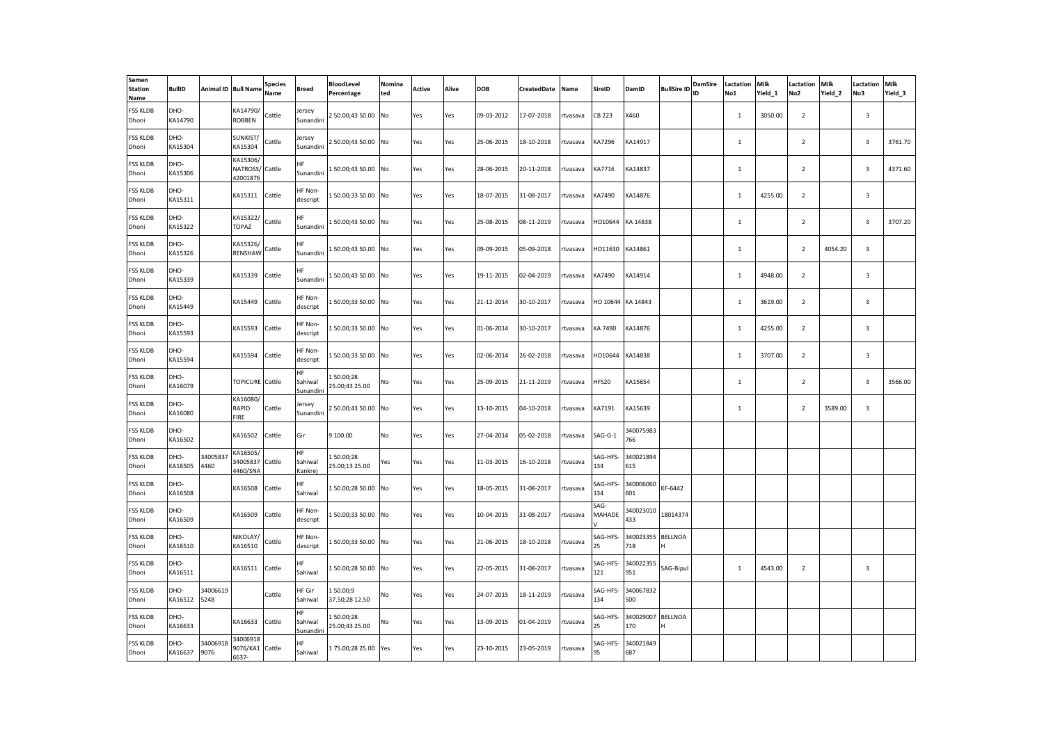| Semen Station Name | BullID | Animal ID | Bull Name | Species Name | Breed | BloodLevel Percentage | Nominated | Active | Alive | DOB | CreatedDate | Name | SireID | DamID | BullSire ID | DamSire ID | Lactation No1 | Milk Yield_1 | Lactation No2 | Milk Yield_2 | Lactation No3 | Milk Yield_3 |
|---|---|---|---|---|---|---|---|---|---|---|---|---|---|---|---|---|---|---|---|---|---|---|
| FSS KLDB Dhoni | DHO-KA14790 | | KA14790/ ROBBEN | Cattle | Jersey Sunandini | 2 50.00;43 50.00 | No | Yes | Yes | 09-03-2012 | 17-07-2018 | rtvasava | CB 223 | X460 | | | 1 | 3050.00 | 2 | | 3 | |
| FSS KLDB Dhoni | DHO-KA15304 | | SUNKIST/ KA15304 | Cattle | Jersey Sunandini | 2 50.00;43 50.00 | No | Yes | Yes | 25-06-2015 | 18-10-2018 | rtvasava | KA7296 | KA14917 | | | 1 | | 2 | | 3 | 3761.70 |
| FSS KLDB Dhoni | DHO-KA15306 | | KA15306/ NATROSS/ 42001876 | Cattle | HF Sunandini | 1 50.00;43 50.00 | No | Yes | Yes | 28-06-2015 | 20-11-2018 | rtvasava | KA7716 | KA14837 | | | 1 | | 2 | | 3 | 4371.60 |
| FSS KLDB Dhoni | DHO-KA15311 | | KA15311 | Cattle | HF Non-descript | 1 50.00;33 50.00 | No | Yes | Yes | 18-07-2015 | 31-08-2017 | rtvasava | KA7490 | KA14876 | | | 1 | 4255.00 | 2 | | 3 | |
| FSS KLDB Dhoni | DHO-KA15322 | | KA15322/ TOPAZ | Cattle | HF Sunandini | 1 50.00;43 50.00 | No | Yes | Yes | 25-08-2015 | 08-11-2019 | rtvasava | HO10644 | KA 14838 | | | 1 | | 2 | | 3 | 3707.20 |
| FSS KLDB Dhoni | DHO-KA15326 | | KA15326/ RENSHAW | Cattle | HF Sunandini | 1 50.00;43 50.00 | No | Yes | Yes | 09-09-2015 | 05-09-2018 | rtvasava | HO11630 | KA14861 | | | 1 | | 2 | 4054.20 | 3 | |
| FSS KLDB Dhoni | DHO-KA15339 | | KA15339 | Cattle | HF Sunandini | 1 50.00;43 50.00 | No | Yes | Yes | 19-11-2015 | 02-04-2019 | rtvasava | KA7490 | KA14914 | | | 1 | 4948.00 | 2 | | 3 | |
| FSS KLDB Dhoni | DHO-KA15449 | | KA15449 | Cattle | HF Non-descript | 1 50.00;33 50.00 | No | Yes | Yes | 21-12-2014 | 30-10-2017 | rtvasava | HO 10644 | KA 14843 | | | 1 | 3619.00 | 2 | | 3 | |
| FSS KLDB Dhoni | DHO-KA15593 | | KA15593 | Cattle | HF Non-descript | 1 50.00;33 50.00 | No | Yes | Yes | 01-06-2014 | 30-10-2017 | rtvasava | KA 7490 | KA14876 | | | 1 | 4255.00 | 2 | | 3 | |
| FSS KLDB Dhoni | DHO-KA15594 | | KA15594 | Cattle | HF Non-descript | 1 50.00;33 50.00 | No | Yes | Yes | 02-06-2014 | 26-02-2018 | rtvasava | HO10644 | KA14838 | | | 1 | 3707.00 | 2 | | 3 | |
| FSS KLDB Dhoni | DHO-KA16079 | | TOPICURE | Cattle | HF Sahiwal Sunandini | 1 50.00;28 25.00;43 25.00 | No | Yes | Yes | 25-09-2015 | 21-11-2019 | rtvasava | HFS20 | KA15654 | | | 1 | | 2 | | 3 | 3566.00 |
| FSS KLDB Dhoni | DHO-KA16080 | | KA16080/ RAPID FIRE | Cattle | Jersey Sunandini | 2 50.00;43 50.00 | No | Yes | Yes | 13-10-2015 | 04-10-2018 | rtvasava | KA7191 | KA15639 | | | 1 | | 2 | 3589.00 | 3 | |
| FSS KLDB Dhoni | DHO-KA16502 | | KA16502 | Cattle | Gir | 9 100.00 | No | Yes | Yes | 27-04-2014 | 05-02-2018 | rtvasava | SAG-G-1 | 340075983 766 | | | | | | | | |
| FSS KLDB Dhoni | DHO-KA16505 | 34005837 4460 | KA16505/ 34005837 4460/SNA | Cattle | HF Sahiwal Kankrej | 1 50.00;28 25.00;13 25.00 | Yes | Yes | Yes | 11-03-2015 | 16-10-2018 | rtvasava | SAG-HFS-134 | 340021894 615 | | | | | | | | |
| FSS KLDB Dhoni | DHO-KA16508 | | KA16508 | Cattle | HF Sahiwal | 1 50.00;28 50.00 | No | Yes | Yes | 18-05-2015 | 31-08-2017 | rtvasava | SAG-HFS-134 | 340006060 601 | KF-6442 | | | | | | | |
| FSS KLDB Dhoni | DHO-KA16509 | | KA16509 | Cattle | HF Non-descript | 1 50.00;33 50.00 | No | Yes | Yes | 10-04-2015 | 31-08-2017 | rtvasava | SAG-MAHADEV | 340023010 433 | 18014374 | | | | | | | |
| FSS KLDB Dhoni | DHO-KA16510 | | NIKOLAY/ KA16510 | Cattle | HF Non-descript | 1 50.00;33 50.00 | No | Yes | Yes | 21-06-2015 | 18-10-2018 | rtvasava | SAG-HFS-25 | 340023355 718 | BELLNOAH | | | | | | | |
| FSS KLDB Dhoni | DHO-KA16511 | | KA16511 | Cattle | HF Sahiwal | 1 50.00;28 50.00 | No | Yes | Yes | 22-05-2015 | 31-08-2017 | rtvasava | SAG-HFS-121 | 340022355 951 | SAG-Bipul | | 1 | 4543.00 | 2 | | 3 | |
| FSS KLDB Dhoni | DHO-KA16512 | 34006619 5248 | | Cattle | HF Gir Sahiwal | 1 50.00;9 37.50;28 12.50 | No | Yes | Yes | 24-07-2015 | 18-11-2019 | rtvasava | SAG-HFS-134 | 340067832 500 | | | | | | | | |
| FSS KLDB Dhoni | DHO-KA16633 | | KA16633 | Cattle | HF Sahiwal Sunandini | 1 50.00;28 25.00;43 25.00 | No | Yes | Yes | 13-09-2015 | 01-04-2019 | rtvasava | SAG-HFS-25 | 340029007 170 | BELLNOAH | | | | | | | |
| FSS KLDB Dhoni | DHO-KA16637 | 34006918 9076 | 34006918 9076/KA1 6637- | Cattle | HF Sahiwal | 1 75.00;28 25.00 | Yes | Yes | Yes | 23-10-2015 | 23-05-2019 | rtvasava | SAG-HFS-95 | 340021849 687 | | | | | | | | |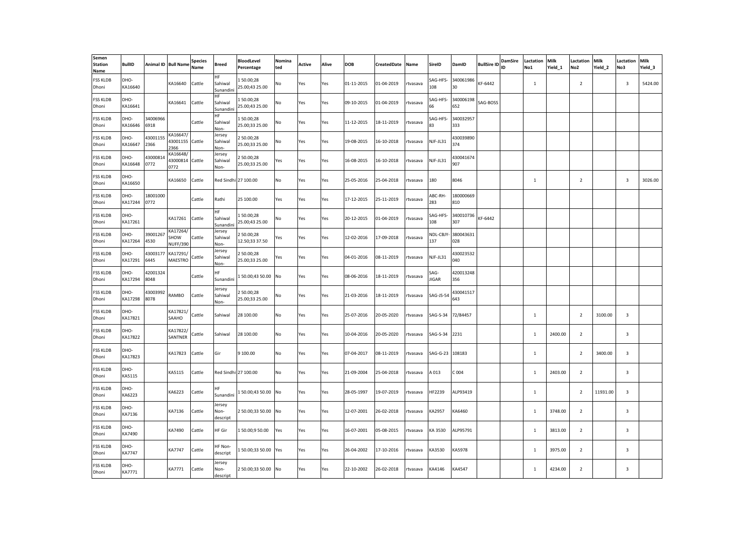| Semen Station Name | BullID | Animal ID | Bull Name | Species Name | Breed | BloodLevel Percentage | Nominated | Active | Alive | DOB | CreatedDate | Name | SireID | DamID | BullSire ID | DamSire ID | Lactation No1 | Milk Yield_1 | Lactation No2 | Milk Yield_2 | Lactation No3 | Milk Yield_3 |
|---|---|---|---|---|---|---|---|---|---|---|---|---|---|---|---|---|---|---|---|---|---|---|
| FSS KLDB Dhoni | DHO-KA16640 | | KA16640 | Cattle | HF Sahiwal Sunandini | 1 50.00;28 25.00;43 25.00 | No | Yes | Yes | 01-11-2015 | 01-04-2019 | rtvasava | SAG-HFS-108 | 34006198630 | KF-6442 | | 1 | | 2 | | 3 | 5424.00 |
| FSS KLDB Dhoni | DHO-KA16641 | | KA16641 | Cattle | HF Sahiwal Sunandini | 1 50.00;28 25.00;43 25.00 | No | Yes | Yes | 09-10-2015 | 01-04-2019 | rtvasava | SAG-HFS-66 | 340006198652 | SAG-BOSS | | | | | | | |
| FSS KLDB Dhoni | DHO-KA16646 | 340069666918 | | Cattle | HF Sahiwal Non- | 1 50.00;28 25.00;33 25.00 | No | Yes | Yes | 11-12-2015 | 18-11-2019 | rtvasava | SAG-HFS-83 | 340032957333 | | | | | | | | |
| FSS KLDB Dhoni | DHO-KA16647 | 430011552366 | KA16647/ 430011552366 | Cattle | Jersey Sahiwal Non- | 2 50.00;28 25.00;33 25.00 | No | Yes | Yes | 19-08-2015 | 16-10-2018 | rtvasava | NJF-JL31 | 430039890374 | | | | | | | | |
| FSS KLDB Dhoni | DHO-KA16648 | 430008140772 | KA16648/ 430008140772 | Cattle | Jersey Sahiwal Non- | 2 50.00;28 25.00;33 25.00 | Yes | Yes | Yes | 16-08-2015 | 16-10-2018 | rtvasava | NJF-JL31 | 430041674907 | | | | | | | | |
| FSS KLDB Dhoni | DHO-KA16650 | | KA16650 | Cattle | Red Sindhi | 27 100.00 | No | Yes | Yes | 25-05-2016 | 25-04-2018 | rtvasava | 180 | 8046 | | | 1 | | 2 | | 3 | 3026.00 |
| FSS KLDB Dhoni | DHO-KA17244 | 180010000772 | | Cattle | Rathi | 25 100.00 | Yes | Yes | Yes | 17-12-2015 | 25-11-2019 | rtvasava | ABC-RH-283 | 180000669810 | | | | | | | | |
| FSS KLDB Dhoni | DHO-KA17261 | | KA17261 | Cattle | HF Sahiwal Sunandini | 1 50.00;28 25.00;43 25.00 | No | Yes | Yes | 20-12-2015 | 01-04-2019 | rtvasava | SAG-HFS-108 | 340010736307 | KF-6442 | | | | | | | |
| FSS KLDB Dhoni | DHO-KA17264 | 390012674530 | KA17264/ SHOW NUFF/390 | Cattle | Jersey Sahiwal Non- | 2 50.00;28 12.50;33 37.50 | Yes | Yes | Yes | 12-02-2016 | 17-09-2018 | rtvasava | NDL-CBJY-137 | 380043631028 | | | | | | | | |
| FSS KLDB Dhoni | DHO-KA17291 | 430031776445 | KA17291/ MAESTRO | Cattle | Jersey Sahiwal Non- | 2 50.00;28 25.00;33 25.00 | Yes | Yes | Yes | 04-01-2016 | 08-11-2019 | rtvasava | NJF-JL31 | 430023532040 | | | | | | | | |
| FSS KLDB Dhoni | DHO-KA17294 | 420013248048 | | Cattle | HF Sunandini | 1 50.00;43 50.00 | No | Yes | Yes | 08-06-2016 | 18-11-2019 | rtvasava | SAG-JIGAR | 420013248356 | | | | | | | | |
| FSS KLDB Dhoni | DHO-KA17298 | 430039928078 | RAMBO | Cattle | Jersey Sahiwal Non- | 2 50.00;28 25.00;33 25.00 | No | Yes | Yes | 21-03-2016 | 18-11-2019 | rtvasava | SAG-JS-54 | 430041517643 | | | | | | | | |
| FSS KLDB Dhoni | DHO-KA17821 | | KA17821/ SAAHO | Cattle | Sahiwal | 28 100.00 | No | Yes | Yes | 25-07-2016 | 20-05-2020 | rtvasava | SAG-S-34 | 72/84457 | | | 1 | | 2 | 3100.00 | 3 | |
| FSS KLDB Dhoni | DHO-KA17822 | | KA17822/ SANTNER | Cattle | Sahiwal | 28 100.00 | No | Yes | Yes | 10-04-2016 | 20-05-2020 | rtvasava | SAG-S-34 | 2231 | | | 1 | 2400.00 | 2 | | 3 | |
| FSS KLDB Dhoni | DHO-KA17823 | | KA17823 | Cattle | Gir | 9 100.00 | No | Yes | Yes | 07-04-2017 | 08-11-2019 | rtvasava | SAG-G-23 | 108183 | | | 1 | | 2 | 3400.00 | 3 | |
| FSS KLDB Dhoni | DHO-KA5115 | | KA5115 | Cattle | Red Sindhi | 27 100.00 | No | Yes | Yes | 21-09-2004 | 25-04-2018 | rtvasava | A 013 | C 004 | | | 1 | 2403.00 | 2 | | 3 | |
| FSS KLDB Dhoni | DHO-KA6223 | | KA6223 | Cattle | HF Sunandini | 1 50.00;43 50.00 | No | Yes | Yes | 28-05-1997 | 19-07-2019 | rtvasava | HF2239 | ALP93419 | | | 1 | | 2 | 11931.00 | 3 | |
| FSS KLDB Dhoni | DHO-KA7136 | | KA7136 | Cattle | Jersey Non-descript | 2 50.00;33 50.00 | No | Yes | Yes | 12-07-2001 | 26-02-2018 | rtvasava | KA2957 | KA6460 | | | 1 | 3748.00 | 2 | | 3 | |
| FSS KLDB Dhoni | DHO-KA7490 | | KA7490 | Cattle | HF Gir | 1 50.00;9 50.00 | Yes | Yes | Yes | 16-07-2001 | 05-08-2015 | rtvasava | KA 3530 | ALP95791 | | | 1 | 3813.00 | 2 | | 3 | |
| FSS KLDB Dhoni | DHO-KA7747 | | KA7747 | Cattle | HF Non-descript | 1 50.00;33 50.00 | Yes | Yes | Yes | 26-04-2002 | 17-10-2016 | rtvasava | KA3530 | KA5978 | | | 1 | 3975.00 | 2 | | 3 | |
| FSS KLDB Dhoni | DHO-KA7771 | | KA7771 | Cattle | Jersey Non-descript | 2 50.00;33 50.00 | No | Yes | Yes | 22-10-2002 | 26-02-2018 | rtvasava | KA4146 | KA4547 | | | 1 | 4234.00 | 2 | | 3 | |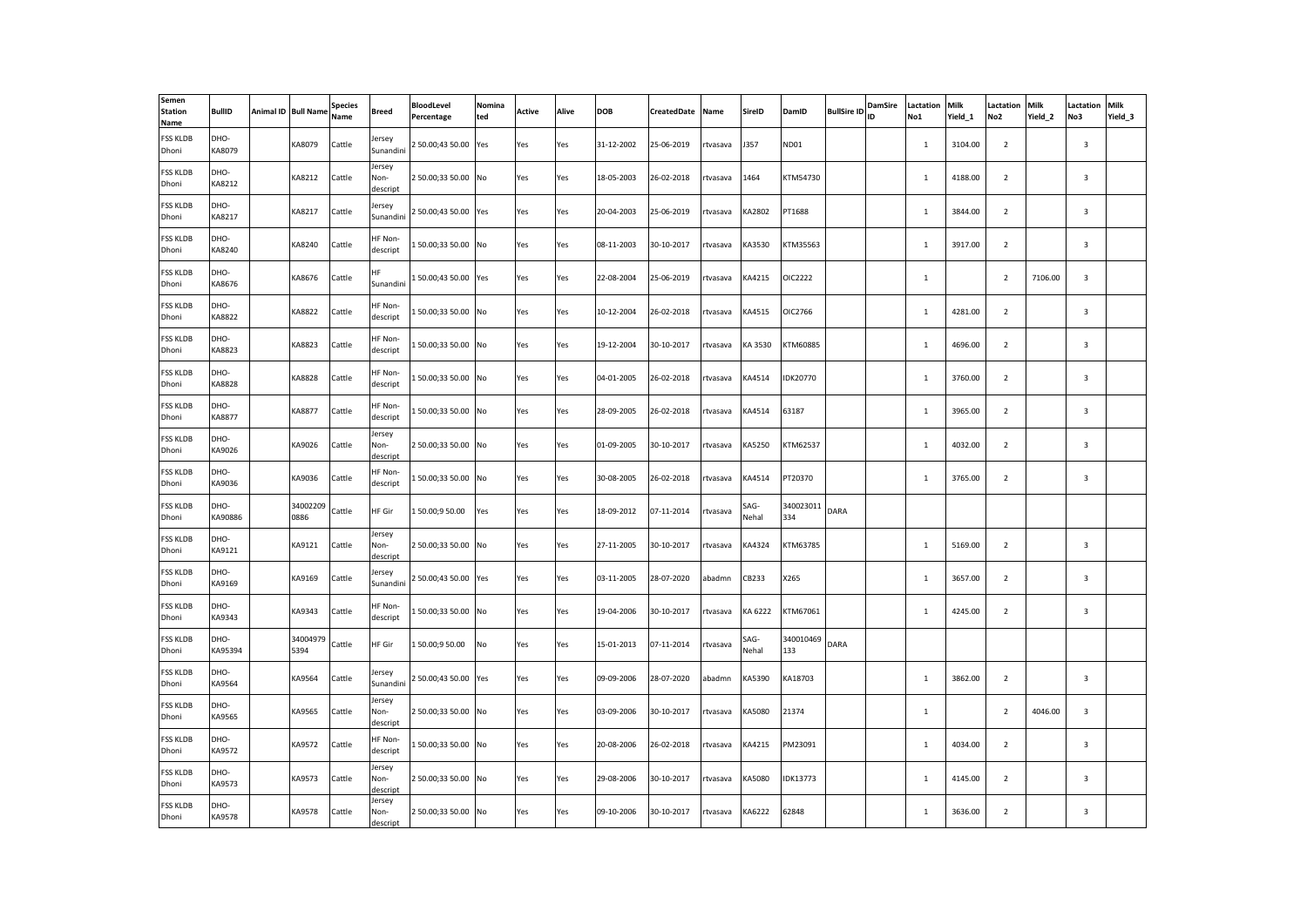| Semen Station Name | BullID | Animal ID | Bull Name | Species Name | Breed | BloodLevel Percentage | Nominated | Active | Alive | DOB | CreatedDate | Name | SireID | DamID | BullSire ID | DamSire ID | Lactation No1 | Milk Yield_1 | Lactation No2 | Milk Yield_2 | Lactation No3 | Milk Yield_3 |
|---|---|---|---|---|---|---|---|---|---|---|---|---|---|---|---|---|---|---|---|---|---|---|
| FSS KLDB Dhoni | DHO-KA8079 | | KA8079 | Cattle | Jersey Sunandini | 2 50.00;43 50.00 | Yes | Yes | Yes | 31-12-2002 | 25-06-2019 | rtvasava | J357 | ND01 | | | 1 | 3104.00 | 2 | | 3 | |
| FSS KLDB Dhoni | DHO-KA8212 | | KA8212 | Cattle | Jersey Non-descript | 2 50.00;33 50.00 | No | Yes | Yes | 18-05-2003 | 26-02-2018 | rtvasava | 1464 | KTM54730 | | | 1 | 4188.00 | 2 | | 3 | |
| FSS KLDB Dhoni | DHO-KA8217 | | KA8217 | Cattle | Jersey Sunandini | 2 50.00;43 50.00 | Yes | Yes | Yes | 20-04-2003 | 25-06-2019 | rtvasava | KA2802 | PT1688 | | | 1 | 3844.00 | 2 | | 3 | |
| FSS KLDB Dhoni | DHO-KA8240 | | KA8240 | Cattle | HF Non-descript | 1 50.00;33 50.00 | No | Yes | Yes | 08-11-2003 | 30-10-2017 | rtvasava | KA3530 | KTM35563 | | | 1 | 3917.00 | 2 | | 3 | |
| FSS KLDB Dhoni | DHO-KA8676 | | KA8676 | Cattle | HF Sunandini | 1 50.00;43 50.00 | Yes | Yes | Yes | 22-08-2004 | 25-06-2019 | rtvasava | KA4215 | OIC2222 | | | 1 | | 2 | 7106.00 | 3 | |
| FSS KLDB Dhoni | DHO-KA8822 | | KA8822 | Cattle | HF Non-descript | 1 50.00;33 50.00 | No | Yes | Yes | 10-12-2004 | 26-02-2018 | rtvasava | KA4515 | OIC2766 | | | 1 | 4281.00 | 2 | | 3 | |
| FSS KLDB Dhoni | DHO-KA8823 | | KA8823 | Cattle | HF Non-descript | 1 50.00;33 50.00 | No | Yes | Yes | 19-12-2004 | 30-10-2017 | rtvasava | KA 3530 | KTM60885 | | | 1 | 4696.00 | 2 | | 3 | |
| FSS KLDB Dhoni | DHO-KA8828 | | KA8828 | Cattle | HF Non-descript | 1 50.00;33 50.00 | No | Yes | Yes | 04-01-2005 | 26-02-2018 | rtvasava | KA4514 | IDK20770 | | | 1 | 3760.00 | 2 | | 3 | |
| FSS KLDB Dhoni | DHO-KA8877 | | KA8877 | Cattle | HF Non-descript | 1 50.00;33 50.00 | No | Yes | Yes | 28-09-2005 | 26-02-2018 | rtvasava | KA4514 | 63187 | | | 1 | 3965.00 | 2 | | 3 | |
| FSS KLDB Dhoni | DHO-KA9026 | | KA9026 | Cattle | Jersey Non-descript | 2 50.00;33 50.00 | No | Yes | Yes | 01-09-2005 | 30-10-2017 | rtvasava | KA5250 | KTM62537 | | | 1 | 4032.00 | 2 | | 3 | |
| FSS KLDB Dhoni | DHO-KA9036 | | KA9036 | Cattle | HF Non-descript | 1 50.00;33 50.00 | No | Yes | Yes | 30-08-2005 | 26-02-2018 | rtvasava | KA4514 | PT20370 | | | 1 | 3765.00 | 2 | | 3 | |
| FSS KLDB Dhoni | DHO-KA90886 | | 340022090886 | Cattle | HF Gir | 1 50.00;9 50.00 | Yes | Yes | Yes | 18-09-2012 | 07-11-2014 | rtvasava | SAG-Nehal | 340023011334 | DARA | | | | | | | |
| FSS KLDB Dhoni | DHO-KA9121 | | KA9121 | Cattle | Jersey Non-descript | 2 50.00;33 50.00 | No | Yes | Yes | 27-11-2005 | 30-10-2017 | rtvasava | KA4324 | KTM63785 | | | 1 | 5169.00 | 2 | | 3 | |
| FSS KLDB Dhoni | DHO-KA9169 | | KA9169 | Cattle | Jersey Sunandini | 2 50.00;43 50.00 | Yes | Yes | Yes | 03-11-2005 | 28-07-2020 | abadmn | CB233 | X265 | | | 1 | 3657.00 | 2 | | 3 | |
| FSS KLDB Dhoni | DHO-KA9343 | | KA9343 | Cattle | HF Non-descript | 1 50.00;33 50.00 | No | Yes | Yes | 19-04-2006 | 30-10-2017 | rtvasava | KA 6222 | KTM67061 | | | 1 | 4245.00 | 2 | | 3 | |
| FSS KLDB Dhoni | DHO-KA95394 | | 340049795394 | Cattle | HF Gir | 1 50.00;9 50.00 | No | Yes | Yes | 15-01-2013 | 07-11-2014 | rtvasava | SAG-Nehal | 340010469133 | DARA | | | | | | | |
| FSS KLDB Dhoni | DHO-KA9564 | | KA9564 | Cattle | Jersey Sunandini | 2 50.00;43 50.00 | Yes | Yes | Yes | 09-09-2006 | 28-07-2020 | abadmn | KA5390 | KA18703 | | | 1 | 3862.00 | 2 | | 3 | |
| FSS KLDB Dhoni | DHO-KA9565 | | KA9565 | Cattle | Jersey Non-descript | 2 50.00;33 50.00 | No | Yes | Yes | 03-09-2006 | 30-10-2017 | rtvasava | KA5080 | 21374 | | | 1 | | 2 | 4046.00 | 3 | |
| FSS KLDB Dhoni | DHO-KA9572 | | KA9572 | Cattle | HF Non-descript | 1 50.00;33 50.00 | No | Yes | Yes | 20-08-2006 | 26-02-2018 | rtvasava | KA4215 | PM23091 | | | 1 | 4034.00 | 2 | | 3 | |
| FSS KLDB Dhoni | DHO-KA9573 | | KA9573 | Cattle | Jersey Non-descript | 2 50.00;33 50.00 | No | Yes | Yes | 29-08-2006 | 30-10-2017 | rtvasava | KA5080 | IDK13773 | | | 1 | 4145.00 | 2 | | 3 | |
| FSS KLDB Dhoni | DHO-KA9578 | | KA9578 | Cattle | Jersey Non-descript | 2 50.00;33 50.00 | No | Yes | Yes | 09-10-2006 | 30-10-2017 | rtvasava | KA6222 | 62848 | | | 1 | 3636.00 | 2 | | 3 | |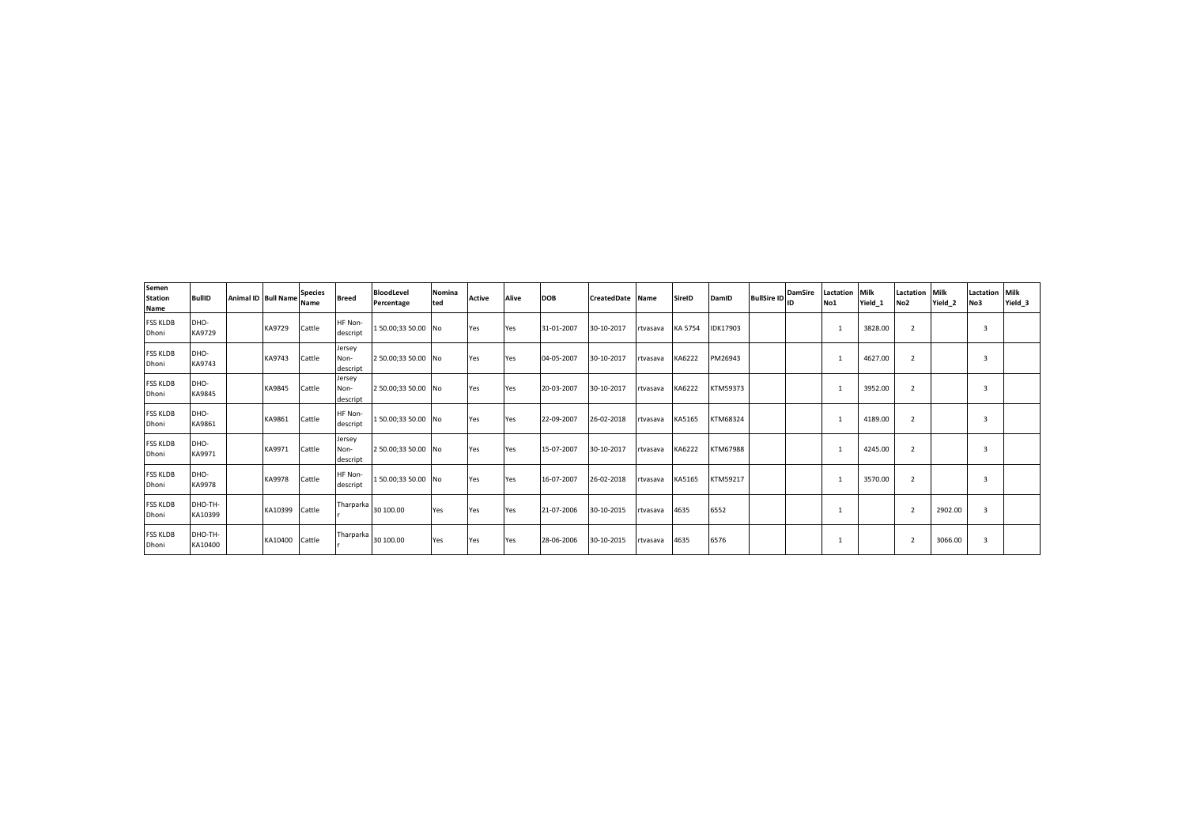| Semen Station Name | BullID | Animal ID | Bull Name | Species Name | Breed | BloodLevel Percentage | Nominated | Active | Alive | DOB | CreatedDate | Name | SireID | DamID | BullSire ID | DamSire ID | Lactation No1 | Milk Yield_1 | Lactation No2 | Milk Yield_2 | Lactation No3 | Milk Yield_3 |
|---|---|---|---|---|---|---|---|---|---|---|---|---|---|---|---|---|---|---|---|---|---|---|
| FSS KLDB Dhoni | DHO-KA9729 | | KA9729 | Cattle | HF Non-descript | 1 50.00;33 50.00 | No | Yes | Yes | 31-01-2007 | 30-10-2017 | rtvasava | KA 5754 | IDK17903 | | | 1 | 3828.00 | 2 | | 3 | |
| FSS KLDB Dhoni | DHO-KA9743 | | KA9743 | Cattle | Jersey Non-descript | 2 50.00;33 50.00 | No | Yes | Yes | 04-05-2007 | 30-10-2017 | rtvasava | KA6222 | PM26943 | | | 1 | 4627.00 | 2 | | 3 | |
| FSS KLDB Dhoni | DHO-KA9845 | | KA9845 | Cattle | Jersey Non-descript | 2 50.00;33 50.00 | No | Yes | Yes | 20-03-2007 | 30-10-2017 | rtvasava | KA6222 | KTM59373 | | | 1 | 3952.00 | 2 | | 3 | |
| FSS KLDB Dhoni | DHO-KA9861 | | KA9861 | Cattle | HF Non-descript | 1 50.00;33 50.00 | No | Yes | Yes | 22-09-2007 | 26-02-2018 | rtvasava | KA5165 | KTM68324 | | | 1 | 4189.00 | 2 | | 3 | |
| FSS KLDB Dhoni | DHO-KA9971 | | KA9971 | Cattle | Jersey Non-descript | 2 50.00;33 50.00 | No | Yes | Yes | 15-07-2007 | 30-10-2017 | rtvasava | KA6222 | KTM67988 | | | 1 | 4245.00 | 2 | | 3 | |
| FSS KLDB Dhoni | DHO-KA9978 | | KA9978 | Cattle | HF Non-descript | 1 50.00;33 50.00 | No | Yes | Yes | 16-07-2007 | 26-02-2018 | rtvasava | KA5165 | KTM59217 | | | 1 | 3570.00 | 2 | | 3 | |
| FSS KLDB Dhoni | DHO-TH-KA10399 | | KA10399 | Cattle | Tharparkar | 30 100.00 | Yes | Yes | Yes | 21-07-2006 | 30-10-2015 | rtvasava | 4635 | 6552 | | | 1 | | 2 | 2902.00 | 3 | |
| FSS KLDB Dhoni | DHO-TH-KA10400 | | KA10400 | Cattle | Tharparkar | 30 100.00 | Yes | Yes | Yes | 28-06-2006 | 30-10-2015 | rtvasava | 4635 | 6576 | | | 1 | | 2 | 3066.00 | 3 | |